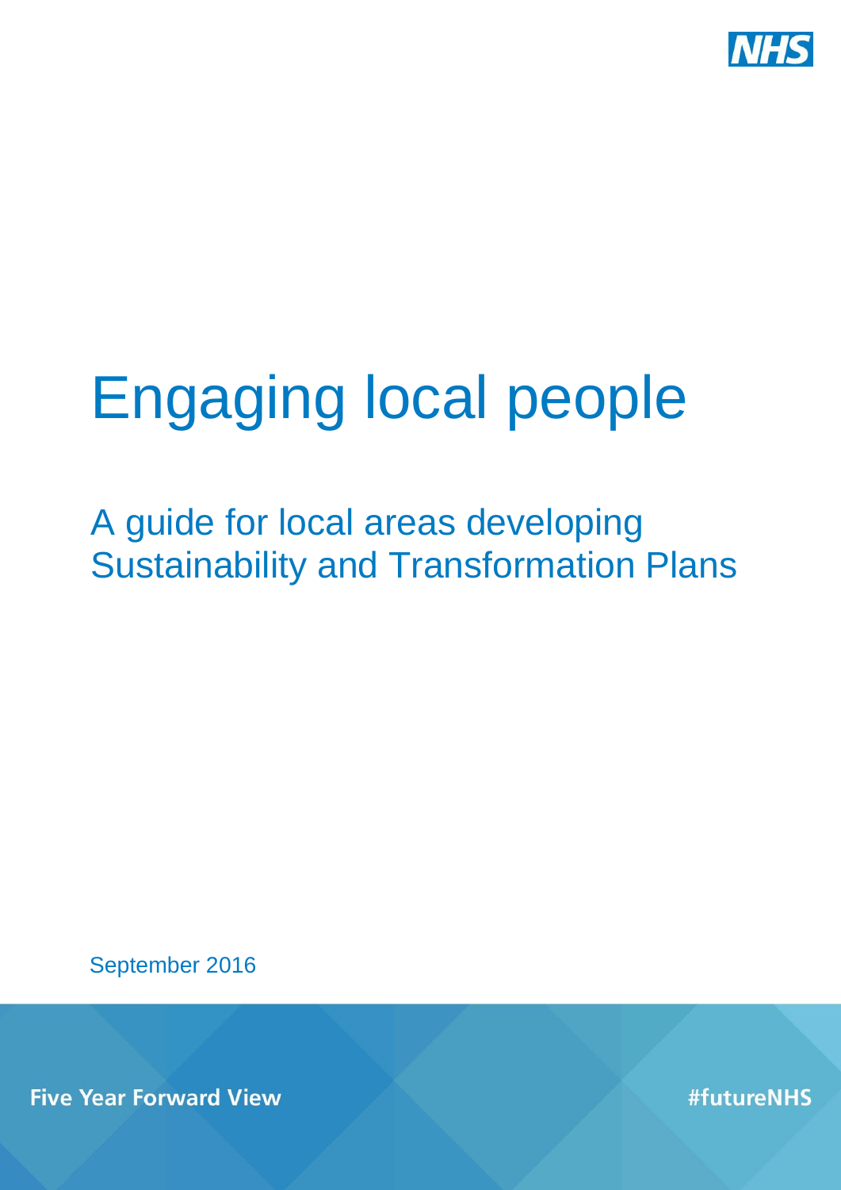NHS

# Engaging local people

## A guide for local areas developing Sustainability and Transformation Plans

September 2016

**Five Year Forward View**

**#futureNHS**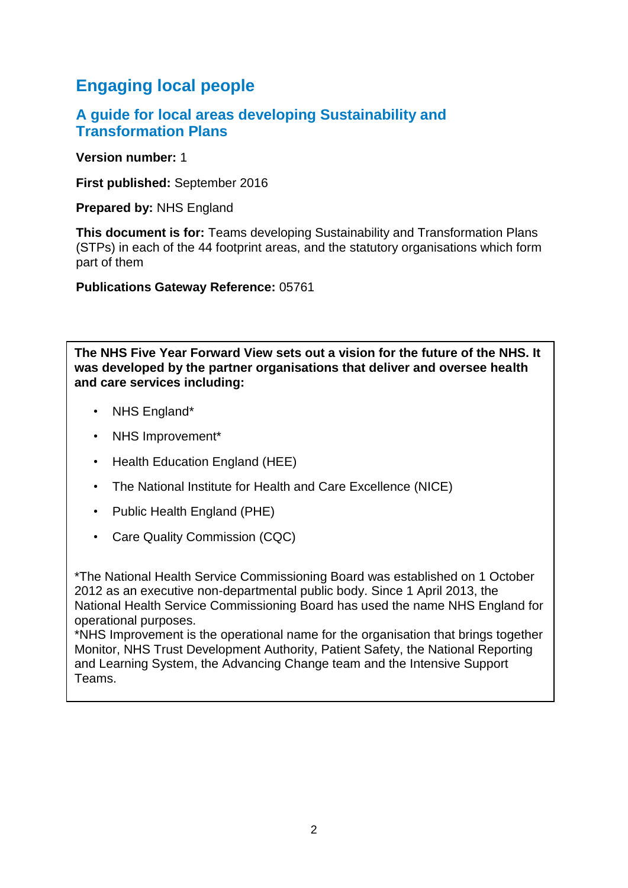# Engaging local people

## A guide for local areas developing Sustainability and Transformation Plans

**Version number:** 1

**First published:** September 2016

**Prepared by:** NHS England

**This document is for:** Teams developing Sustainability and Transformation Plans (STPs) in each of the 44 footprint areas, and the statutory organisations which form part of them

**Publications Gateway Reference:** 05761

**The NHS Five Year Forward View sets out a vision for the future of the NHS. It was developed by the partner organisations that deliver and oversee health and care services including:**

- NHS England*
- NHS Improvement*
- Health Education England (HEE)
- The National Institute for Health and Care Excellence (NICE)
- Public Health England (PHE)
- Care Quality Commission (CQC)

*The National Health Service Commissioning Board was established on 1 October 2012 as an executive non-departmental public body. Since 1 April 2013, the National Health Service Commissioning Board has used the name NHS England for operational purposes.

*NHS Improvement is the operational name for the organisation that brings together Monitor, NHS Trust Development Authority, Patient Safety, the National Reporting and Learning System, the Advancing Change team and the Intensive Support Teams.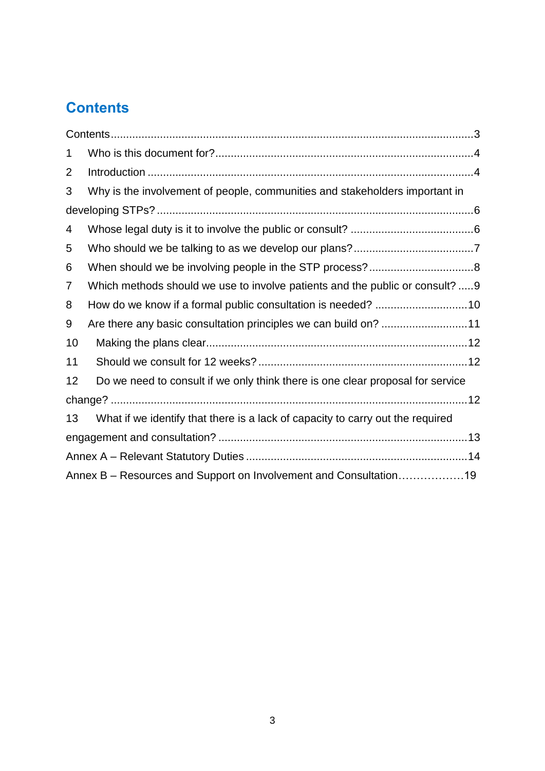# Contents

Contents....................................................................................................................3
1 Who is this document for?...................................................................................4
2 Introduction ........................................................................................................4
3 Why is the involvement of people, communities and stakeholders important in developing STPs? .....................................................................................................6
4 Whose legal duty is it to involve the public or consult? .......................................6
5 Who should we be talking to as we develop our plans?......................................7
6 When should we be involving people in the STP process?.................................8
7 Which methods should we use to involve patients and the public or consult? .....9
8 How do we know if a formal public consultation is needed? .............................10
9 Are there any basic consultation principles we can build on? ...........................11
10 Making the plans clear....................................................................................12
11 Should we consult for 12 weeks? ...................................................................12
12 Do we need to consult if we only think there is one clear proposal for service change? ..................................................................................................................12
13 What if we identify that there is a lack of capacity to carry out the required engagement and consultation? ................................................................................13
Annex A – Relevant Statutory Duties .......................................................................14
Annex B – Resources and Support on Involvement and Consultation………………19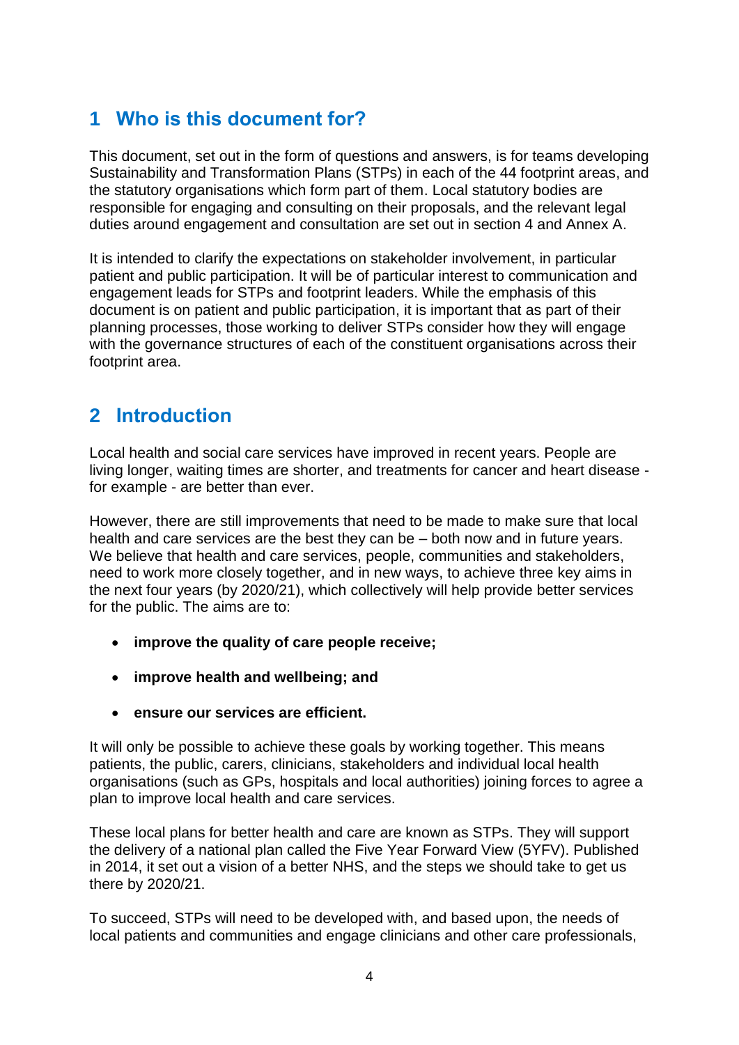## 1 Who is this document for?

This document, set out in the form of questions and answers, is for teams developing Sustainability and Transformation Plans (STPs) in each of the 44 footprint areas, and the statutory organisations which form part of them. Local statutory bodies are responsible for engaging and consulting on their proposals, and the relevant legal duties around engagement and consultation are set out in section 4 and Annex A.

It is intended to clarify the expectations on stakeholder involvement, in particular patient and public participation. It will be of particular interest to communication and engagement leads for STPs and footprint leaders. While the emphasis of this document is on patient and public participation, it is important that as part of their planning processes, those working to deliver STPs consider how they will engage with the governance structures of each of the constituent organisations across their footprint area.

## 2 Introduction

Local health and social care services have improved in recent years. People are living longer, waiting times are shorter, and treatments for cancer and heart disease - for example - are better than ever.

However, there are still improvements that need to be made to make sure that local health and care services are the best they can be – both now and in future years. We believe that health and care services, people, communities and stakeholders, need to work more closely together, and in new ways, to achieve three key aims in the next four years (by 2020/21), which collectively will help provide better services for the public. The aims are to:

- **improve the quality of care people receive;**
- **improve health and wellbeing; and**
- **ensure our services are efficient.**

It will only be possible to achieve these goals by working together. This means patients, the public, carers, clinicians, stakeholders and individual local health organisations (such as GPs, hospitals and local authorities) joining forces to agree a plan to improve local health and care services.

These local plans for better health and care are known as STPs. They will support the delivery of a national plan called the Five Year Forward View (5YFV). Published in 2014, it set out a vision of a better NHS, and the steps we should take to get us there by 2020/21.

To succeed, STPs will need to be developed with, and based upon, the needs of local patients and communities and engage clinicians and other care professionals,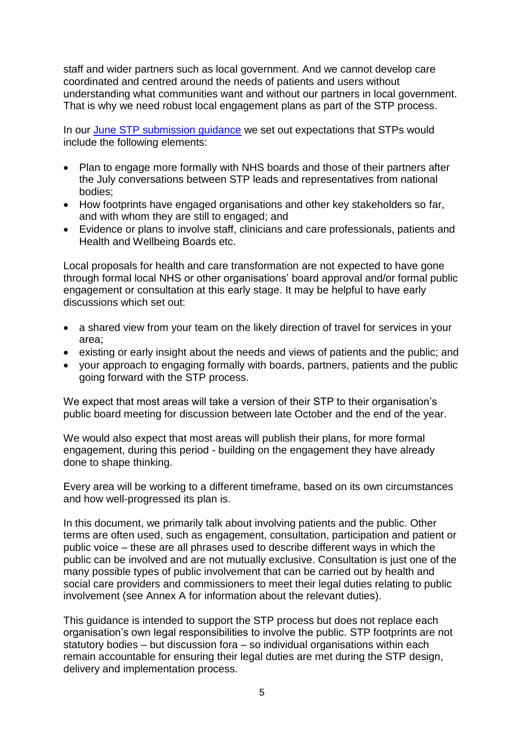staff and wider partners such as local government. And we cannot develop care coordinated and centred around the needs of patients and users without understanding what communities want and without our partners in local government. That is why we need robust local engagement plans as part of the STP process.

In our [June STP submission guidance]() we set out expectations that STPs would include the following elements:

- Plan to engage more formally with NHS boards and those of their partners after the July conversations between STP leads and representatives from national bodies;
- How footprints have engaged organisations and other key stakeholders so far, and with whom they are still to engaged; and
- Evidence or plans to involve staff, clinicians and care professionals, patients and Health and Wellbeing Boards etc.

Local proposals for health and care transformation are not expected to have gone through formal local NHS or other organisations' board approval and/or formal public engagement or consultation at this early stage. It may be helpful to have early discussions which set out:

- a shared view from your team on the likely direction of travel for services in your area;
- existing or early insight about the needs and views of patients and the public; and
- your approach to engaging formally with boards, partners, patients and the public going forward with the STP process.

We expect that most areas will take a version of their STP to their organisation's public board meeting for discussion between late October and the end of the year.

We would also expect that most areas will publish their plans, for more formal engagement, during this period - building on the engagement they have already done to shape thinking.

Every area will be working to a different timeframe, based on its own circumstances and how well-progressed its plan is.

In this document, we primarily talk about involving patients and the public. Other terms are often used, such as engagement, consultation, participation and patient or public voice – these are all phrases used to describe different ways in which the public can be involved and are not mutually exclusive. Consultation is just one of the many possible types of public involvement that can be carried out by health and social care providers and commissioners to meet their legal duties relating to public involvement (see Annex A for information about the relevant duties).

This guidance is intended to support the STP process but does not replace each organisation's own legal responsibilities to involve the public. STP footprints are not statutory bodies – but discussion fora – so individual organisations within each remain accountable for ensuring their legal duties are met during the STP design, delivery and implementation process.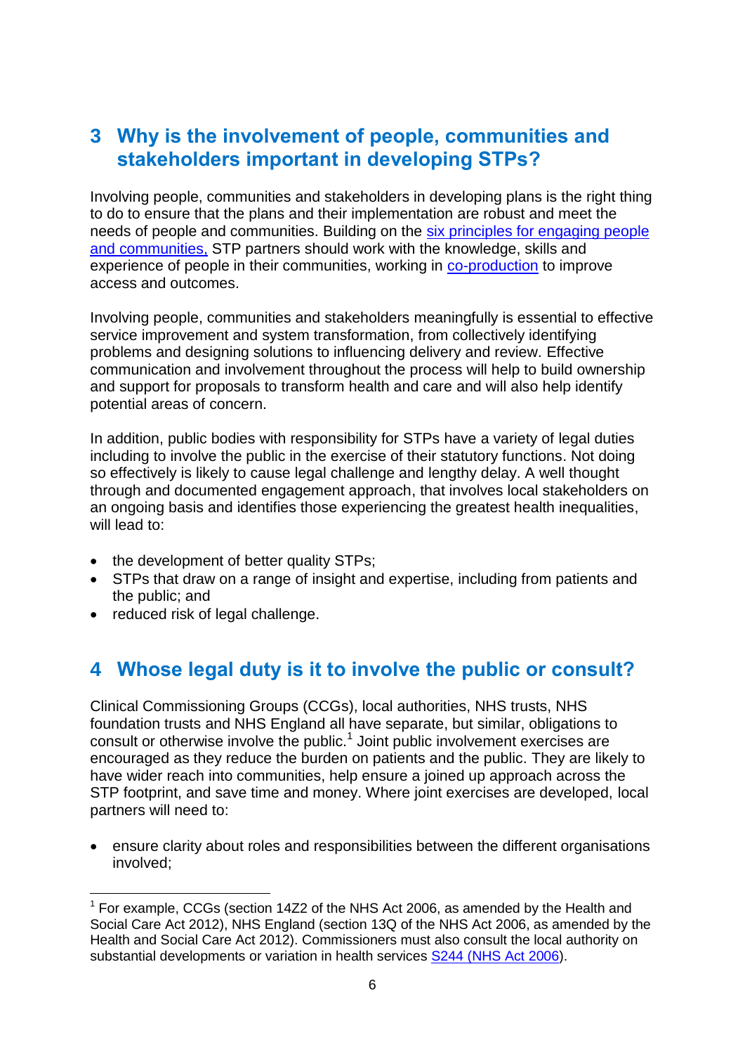## 3 Why is the involvement of people, communities and stakeholders important in developing STPs?

Involving people, communities and stakeholders in developing plans is the right thing to do to ensure that the plans and their implementation are robust and meet the needs of people and communities. Building on the six principles for engaging people and communities, STP partners should work with the knowledge, skills and experience of people in their communities, working in co-production to improve access and outcomes.

Involving people, communities and stakeholders meaningfully is essential to effective service improvement and system transformation, from collectively identifying problems and designing solutions to influencing delivery and review. Effective communication and involvement throughout the process will help to build ownership and support for proposals to transform health and care and will also help identify potential areas of concern.

In addition, public bodies with responsibility for STPs have a variety of legal duties including to involve the public in the exercise of their statutory functions. Not doing so effectively is likely to cause legal challenge and lengthy delay. A well thought through and documented engagement approach, that involves local stakeholders on an ongoing basis and identifies those experiencing the greatest health inequalities, will lead to:

- the development of better quality STPs;
- STPs that draw on a range of insight and expertise, including from patients and the public; and
- reduced risk of legal challenge.

## 4 Whose legal duty is it to involve the public or consult?

Clinical Commissioning Groups (CCGs), local authorities, NHS trusts, NHS foundation trusts and NHS England all have separate, but similar, obligations to consult or otherwise involve the public.[1] Joint public involvement exercises are encouraged as they reduce the burden on patients and the public. They are likely to have wider reach into communities, help ensure a joined up approach across the STP footprint, and save time and money. Where joint exercises are developed, local partners will need to:

- ensure clarity about roles and responsibilities between the different organisations involved;

[1] For example, CCGs (section 14Z2 of the NHS Act 2006, as amended by the Health and Social Care Act 2012), NHS England (section 13Q of the NHS Act 2006, as amended by the Health and Social Care Act 2012). Commissioners must also consult the local authority on substantial developments or variation in health services S244 (NHS Act 2006).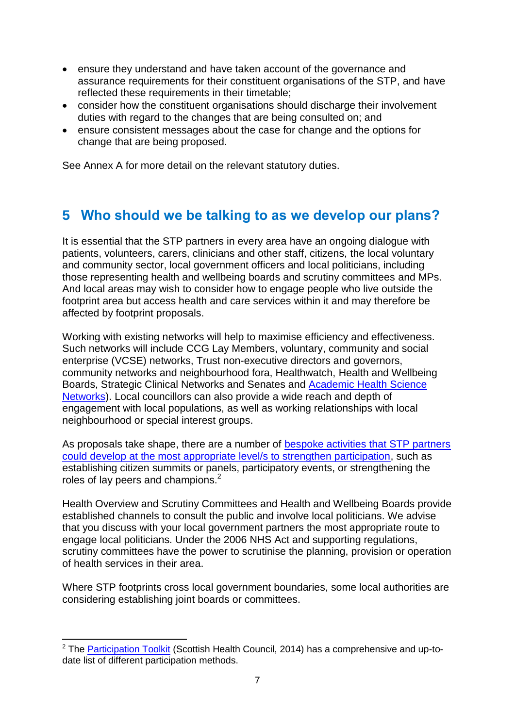- ensure they understand and have taken account of the governance and assurance requirements for their constituent organisations of the STP, and have reflected these requirements in their timetable;
- consider how the constituent organisations should discharge their involvement duties with regard to the changes that are being consulted on; and
- ensure consistent messages about the case for change and the options for change that are being proposed.

See Annex A for more detail on the relevant statutory duties.

## 5 Who should we be talking to as we develop our plans?

It is essential that the STP partners in every area have an ongoing dialogue with patients, volunteers, carers, clinicians and other staff, citizens, the local voluntary and community sector, local government officers and local politicians, including those representing health and wellbeing boards and scrutiny committees and MPs. And local areas may wish to consider how to engage people who live outside the footprint area but access health and care services within it and may therefore be affected by footprint proposals.

Working with existing networks will help to maximise efficiency and effectiveness. Such networks will include CCG Lay Members, voluntary, community and social enterprise (VCSE) networks, Trust non-executive directors and governors, community networks and neighbourhood fora, Healthwatch, Health and Wellbeing Boards, Strategic Clinical Networks and Senates and Academic Health Science Networks). Local councillors can also provide a wide reach and depth of engagement with local populations, as well as working relationships with local neighbourhood or special interest groups.

As proposals take shape, there are a number of bespoke activities that STP partners could develop at the most appropriate level/s to strengthen participation, such as establishing citizen summits or panels, participatory events, or strengthening the roles of lay peers and champions.[2]

Health Overview and Scrutiny Committees and Health and Wellbeing Boards provide established channels to consult the public and involve local politicians. We advise that you discuss with your local government partners the most appropriate route to engage local politicians. Under the 2006 NHS Act and supporting regulations, scrutiny committees have the power to scrutinise the planning, provision or operation of health services in their area.

Where STP footprints cross local government boundaries, some local authorities are considering establishing joint boards or committees.

---

[2] The Participation Toolkit (Scottish Health Council, 2014) has a comprehensive and up-to-date list of different participation methods.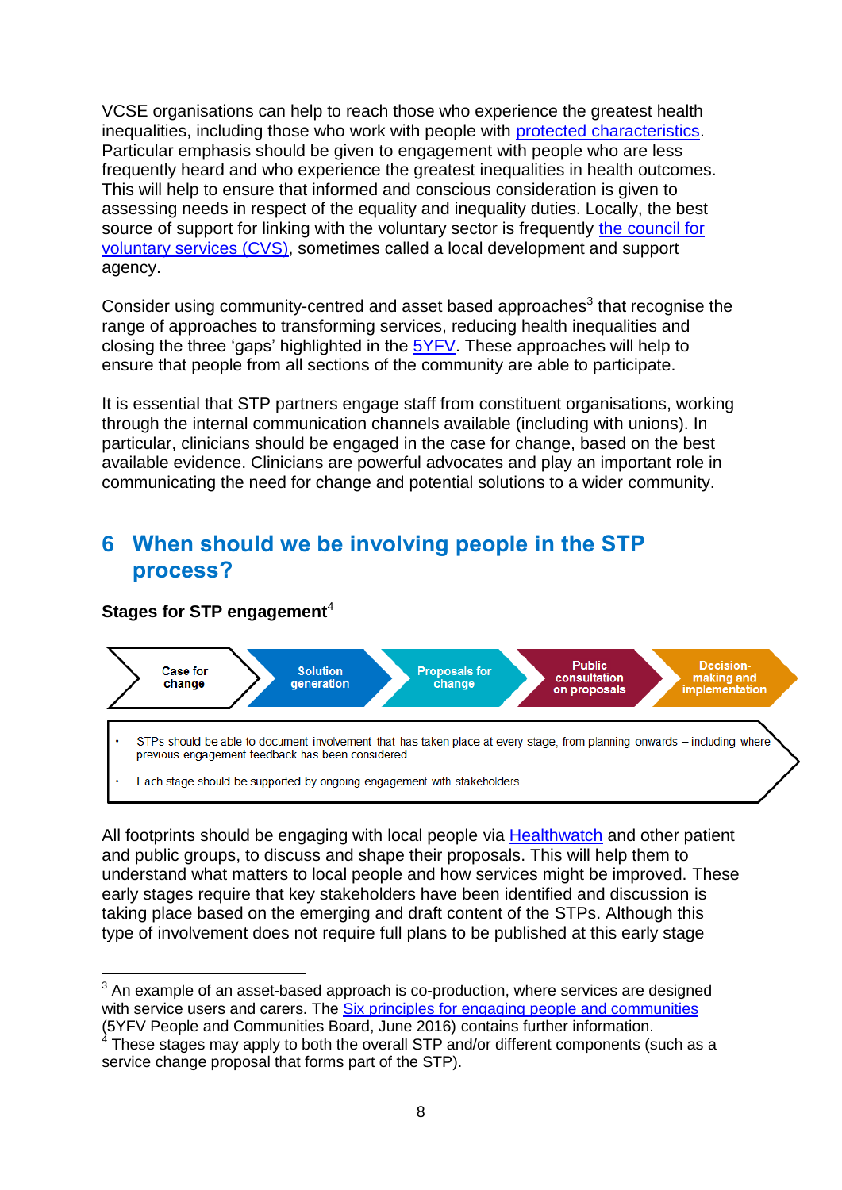VCSE organisations can help to reach those who experience the greatest health inequalities, including those who work with people with protected characteristics. Particular emphasis should be given to engagement with people who are less frequently heard and who experience the greatest inequalities in health outcomes. This will help to ensure that informed and conscious consideration is given to assessing needs in respect of the equality and inequality duties. Locally, the best source of support for linking with the voluntary sector is frequently the council for voluntary services (CVS), sometimes called a local development and support agency.

Consider using community-centred and asset based approaches[3] that recognise the range of approaches to transforming services, reducing health inequalities and closing the three 'gaps' highlighted in the 5YFV. These approaches will help to ensure that people from all sections of the community are able to participate.

It is essential that STP partners engage staff from constituent organisations, working through the internal communication channels available (including with unions). In particular, clinicians should be engaged in the case for change, based on the best available evidence. Clinicians are powerful advocates and play an important role in communicating the need for change and potential solutions to a wider community.

## 6 When should we be involving people in the STP process?

**Stages for STP engagement**[4]

Case for change → Solution generation → Proposals for change → Public consultation on proposals → Decision-making and implementation

- STPs should be able to document involvement that has taken place at every stage, from planning onwards – including where previous engagement feedback has been considered.
- Each stage should be supported by ongoing engagement with stakeholders

All footprints should be engaging with local people via Healthwatch and other patient and public groups, to discuss and shape their proposals. This will help them to understand what matters to local people and how services might be improved. These early stages require that key stakeholders have been identified and discussion is taking place based on the emerging and draft content of the STPs. Although this type of involvement does not require full plans to be published at this early stage

---

[3] An example of an asset-based approach is co-production, where services are designed with service users and carers. The Six principles for engaging people and communities (5YFV People and Communities Board, June 2016) contains further information.

[4] These stages may apply to both the overall STP and/or different components (such as a service change proposal that forms part of the STP).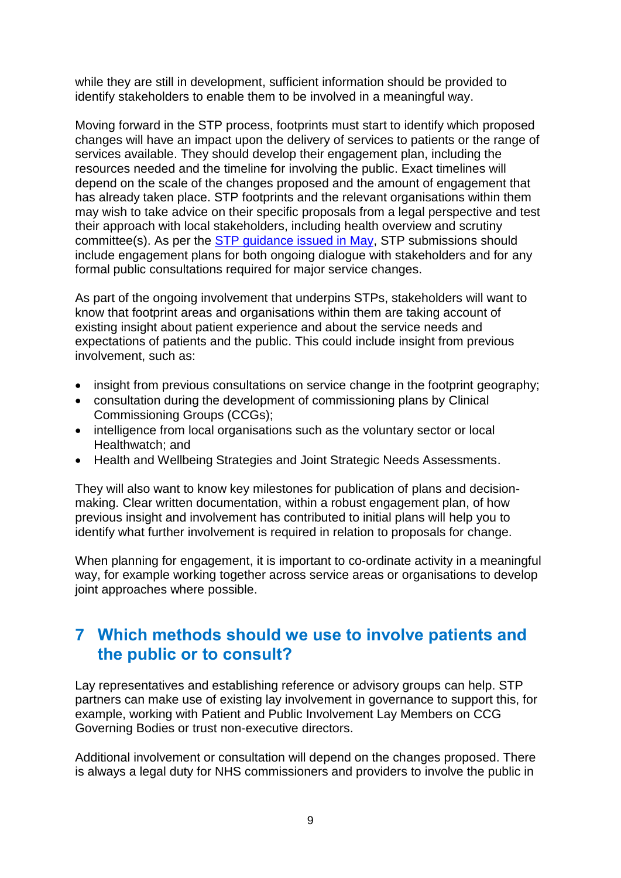while they are still in development, sufficient information should be provided to identify stakeholders to enable them to be involved in a meaningful way.

Moving forward in the STP process, footprints must start to identify which proposed changes will have an impact upon the delivery of services to patients or the range of services available. They should develop their engagement plan, including the resources needed and the timeline for involving the public. Exact timelines will depend on the scale of the changes proposed and the amount of engagement that has already taken place. STP footprints and the relevant organisations within them may wish to take advice on their specific proposals from a legal perspective and test their approach with local stakeholders, including health overview and scrutiny committee(s). As per the STP guidance issued in May, STP submissions should include engagement plans for both ongoing dialogue with stakeholders and for any formal public consultations required for major service changes.

As part of the ongoing involvement that underpins STPs, stakeholders will want to know that footprint areas and organisations within them are taking account of existing insight about patient experience and about the service needs and expectations of patients and the public. This could include insight from previous involvement, such as:

- insight from previous consultations on service change in the footprint geography;
- consultation during the development of commissioning plans by Clinical Commissioning Groups (CCGs);
- intelligence from local organisations such as the voluntary sector or local Healthwatch; and
- Health and Wellbeing Strategies and Joint Strategic Needs Assessments.

They will also want to know key milestones for publication of plans and decision-making. Clear written documentation, within a robust engagement plan, of how previous insight and involvement has contributed to initial plans will help you to identify what further involvement is required in relation to proposals for change.

When planning for engagement, it is important to co-ordinate activity in a meaningful way, for example working together across service areas or organisations to develop joint approaches where possible.

## 7 Which methods should we use to involve patients and the public or to consult?

Lay representatives and establishing reference or advisory groups can help. STP partners can make use of existing lay involvement in governance to support this, for example, working with Patient and Public Involvement Lay Members on CCG Governing Bodies or trust non-executive directors.

Additional involvement or consultation will depend on the changes proposed. There is always a legal duty for NHS commissioners and providers to involve the public in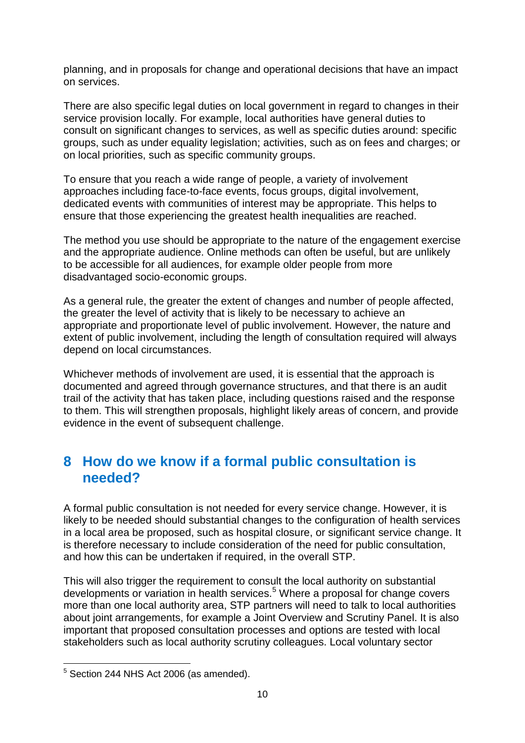planning, and in proposals for change and operational decisions that have an impact on services.

There are also specific legal duties on local government in regard to changes in their service provision locally. For example, local authorities have general duties to consult on significant changes to services, as well as specific duties around: specific groups, such as under equality legislation; activities, such as on fees and charges; or on local priorities, such as specific community groups.

To ensure that you reach a wide range of people, a variety of involvement approaches including face-to-face events, focus groups, digital involvement, dedicated events with communities of interest may be appropriate. This helps to ensure that those experiencing the greatest health inequalities are reached.

The method you use should be appropriate to the nature of the engagement exercise and the appropriate audience. Online methods can often be useful, but are unlikely to be accessible for all audiences, for example older people from more disadvantaged socio-economic groups.

As a general rule, the greater the extent of changes and number of people affected, the greater the level of activity that is likely to be necessary to achieve an appropriate and proportionate level of public involvement. However, the nature and extent of public involvement, including the length of consultation required will always depend on local circumstances.

Whichever methods of involvement are used, it is essential that the approach is documented and agreed through governance structures, and that there is an audit trail of the activity that has taken place, including questions raised and the response to them. This will strengthen proposals, highlight likely areas of concern, and provide evidence in the event of subsequent challenge.

## 8 How do we know if a formal public consultation is needed?

A formal public consultation is not needed for every service change. However, it is likely to be needed should substantial changes to the configuration of health services in a local area be proposed, such as hospital closure, or significant service change. It is therefore necessary to include consideration of the need for public consultation, and how this can be undertaken if required, in the overall STP.

This will also trigger the requirement to consult the local authority on substantial developments or variation in health services.[5] Where a proposal for change covers more than one local authority area, STP partners will need to talk to local authorities about joint arrangements, for example a Joint Overview and Scrutiny Panel. It is also important that proposed consultation processes and options are tested with local stakeholders such as local authority scrutiny colleagues. Local voluntary sector

[5] Section 244 NHS Act 2006 (as amended).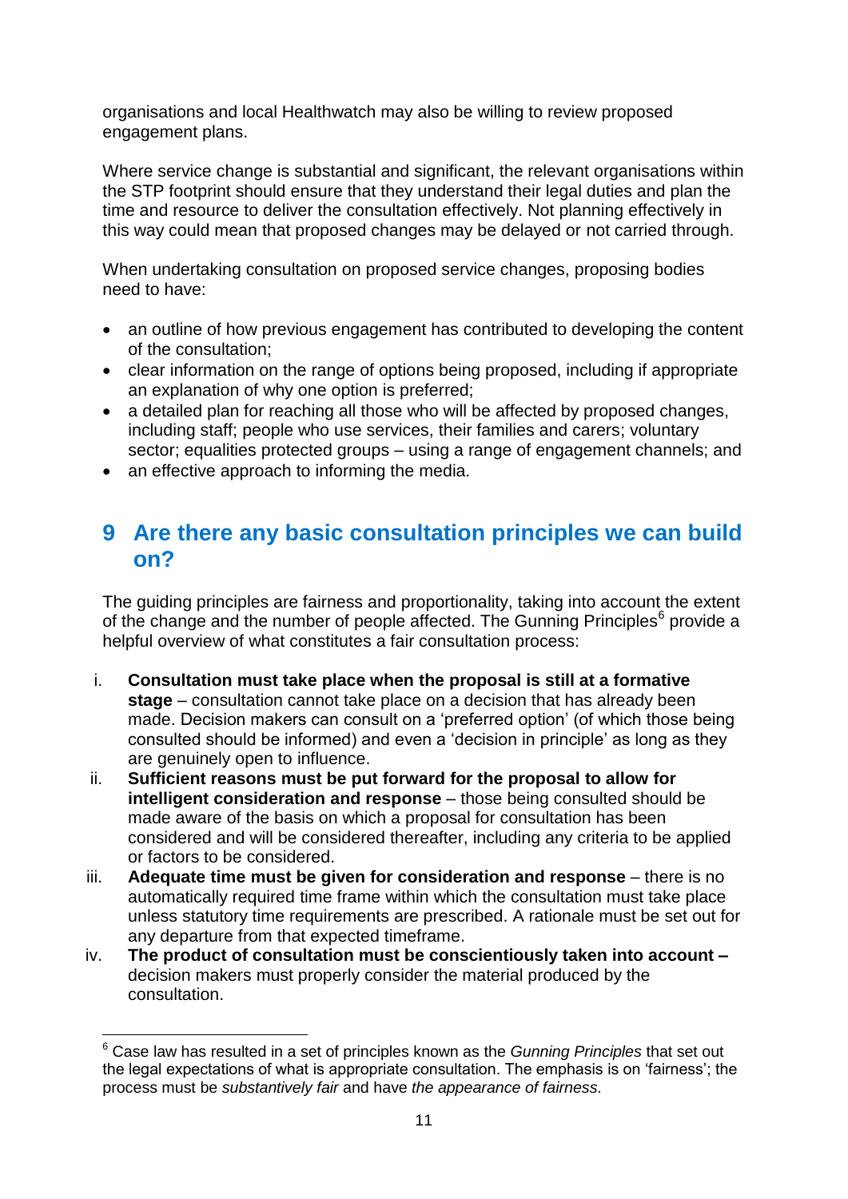organisations and local Healthwatch may also be willing to review proposed engagement plans.

Where service change is substantial and significant, the relevant organisations within the STP footprint should ensure that they understand their legal duties and plan the time and resource to deliver the consultation effectively. Not planning effectively in this way could mean that proposed changes may be delayed or not carried through.

When undertaking consultation on proposed service changes, proposing bodies need to have:

- an outline of how previous engagement has contributed to developing the content of the consultation;
- clear information on the range of options being proposed, including if appropriate an explanation of why one option is preferred;
- a detailed plan for reaching all those who will be affected by proposed changes, including staff; people who use services, their families and carers; voluntary sector; equalities protected groups – using a range of engagement channels; and
- an effective approach to informing the media.

## 9 Are there any basic consultation principles we can build on?

The guiding principles are fairness and proportionality, taking into account the extent of the change and the number of people affected. The Gunning Principles[6] provide a helpful overview of what constitutes a fair consultation process:

i. **Consultation must take place when the proposal is still at a formative stage** – consultation cannot take place on a decision that has already been made. Decision makers can consult on a 'preferred option' (of which those being consulted should be informed) and even a 'decision in principle' as long as they are genuinely open to influence.
ii. **Sufficient reasons must be put forward for the proposal to allow for intelligent consideration and response** – those being consulted should be made aware of the basis on which a proposal for consultation has been considered and will be considered thereafter, including any criteria to be applied or factors to be considered.
iii. **Adequate time must be given for consideration and response** – there is no automatically required time frame within which the consultation must take place unless statutory time requirements are prescribed. A rationale must be set out for any departure from that expected timeframe.
iv. **The product of consultation must be conscientiously taken into account –** decision makers must properly consider the material produced by the consultation.

---

[6] Case law has resulted in a set of principles known as the *Gunning Principles* that set out the legal expectations of what is appropriate consultation. The emphasis is on 'fairness'; the process must be *substantively fair* and have *the appearance of fairness*.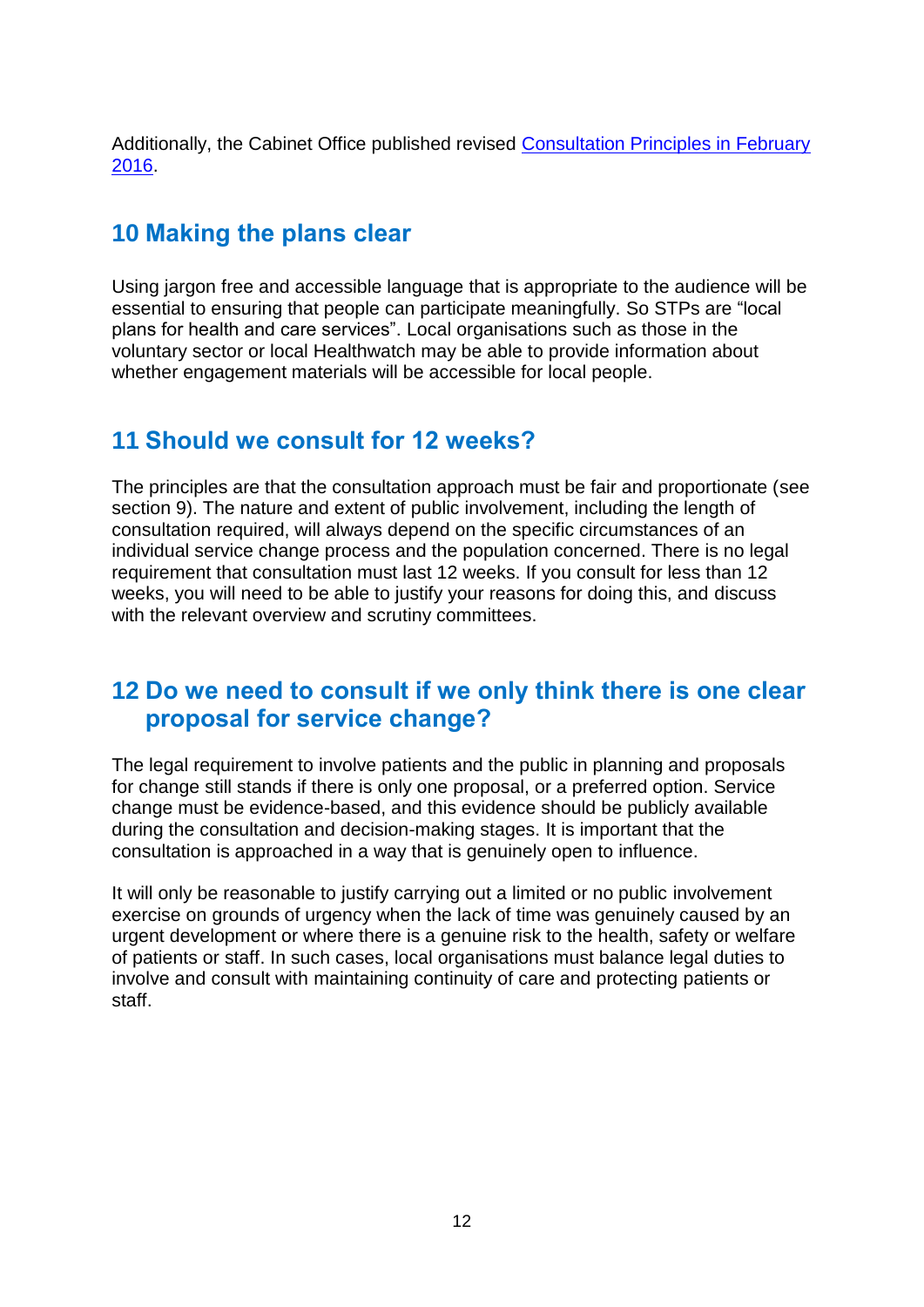Additionally, the Cabinet Office published revised [Consultation Principles in February 2016](#).

## 10 Making the plans clear

Using jargon free and accessible language that is appropriate to the audience will be essential to ensuring that people can participate meaningfully. So STPs are "local plans for health and care services". Local organisations such as those in the voluntary sector or local Healthwatch may be able to provide information about whether engagement materials will be accessible for local people.

## 11 Should we consult for 12 weeks?

The principles are that the consultation approach must be fair and proportionate (see section 9). The nature and extent of public involvement, including the length of consultation required, will always depend on the specific circumstances of an individual service change process and the population concerned. There is no legal requirement that consultation must last 12 weeks. If you consult for less than 12 weeks, you will need to be able to justify your reasons for doing this, and discuss with the relevant overview and scrutiny committees.

## 12 Do we need to consult if we only think there is one clear proposal for service change?

The legal requirement to involve patients and the public in planning and proposals for change still stands if there is only one proposal, or a preferred option. Service change must be evidence-based, and this evidence should be publicly available during the consultation and decision-making stages. It is important that the consultation is approached in a way that is genuinely open to influence.

It will only be reasonable to justify carrying out a limited or no public involvement exercise on grounds of urgency when the lack of time was genuinely caused by an urgent development or where there is a genuine risk to the health, safety or welfare of patients or staff. In such cases, local organisations must balance legal duties to involve and consult with maintaining continuity of care and protecting patients or staff.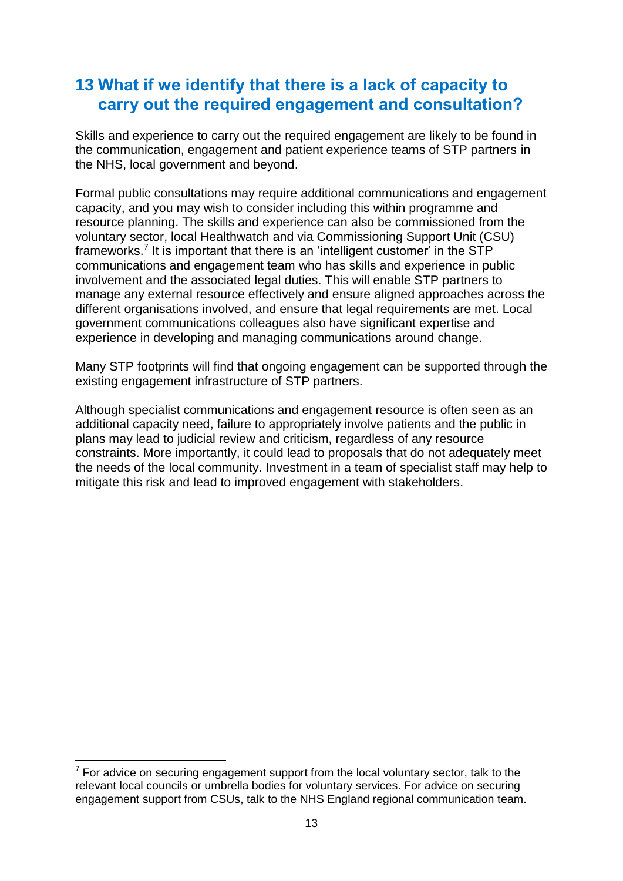## 13 What if we identify that there is a lack of capacity to carry out the required engagement and consultation?

Skills and experience to carry out the required engagement are likely to be found in the communication, engagement and patient experience teams of STP partners in the NHS, local government and beyond.

Formal public consultations may require additional communications and engagement capacity, and you may wish to consider including this within programme and resource planning. The skills and experience can also be commissioned from the voluntary sector, local Healthwatch and via Commissioning Support Unit (CSU) frameworks.[7] It is important that there is an 'intelligent customer' in the STP communications and engagement team who has skills and experience in public involvement and the associated legal duties. This will enable STP partners to manage any external resource effectively and ensure aligned approaches across the different organisations involved, and ensure that legal requirements are met. Local government communications colleagues also have significant expertise and experience in developing and managing communications around change.

Many STP footprints will find that ongoing engagement can be supported through the existing engagement infrastructure of STP partners.

Although specialist communications and engagement resource is often seen as an additional capacity need, failure to appropriately involve patients and the public in plans may lead to judicial review and criticism, regardless of any resource constraints. More importantly, it could lead to proposals that do not adequately meet the needs of the local community. Investment in a team of specialist staff may help to mitigate this risk and lead to improved engagement with stakeholders.

---

[7] For advice on securing engagement support from the local voluntary sector, talk to the relevant local councils or umbrella bodies for voluntary services. For advice on securing engagement support from CSUs, talk to the NHS England regional communication team.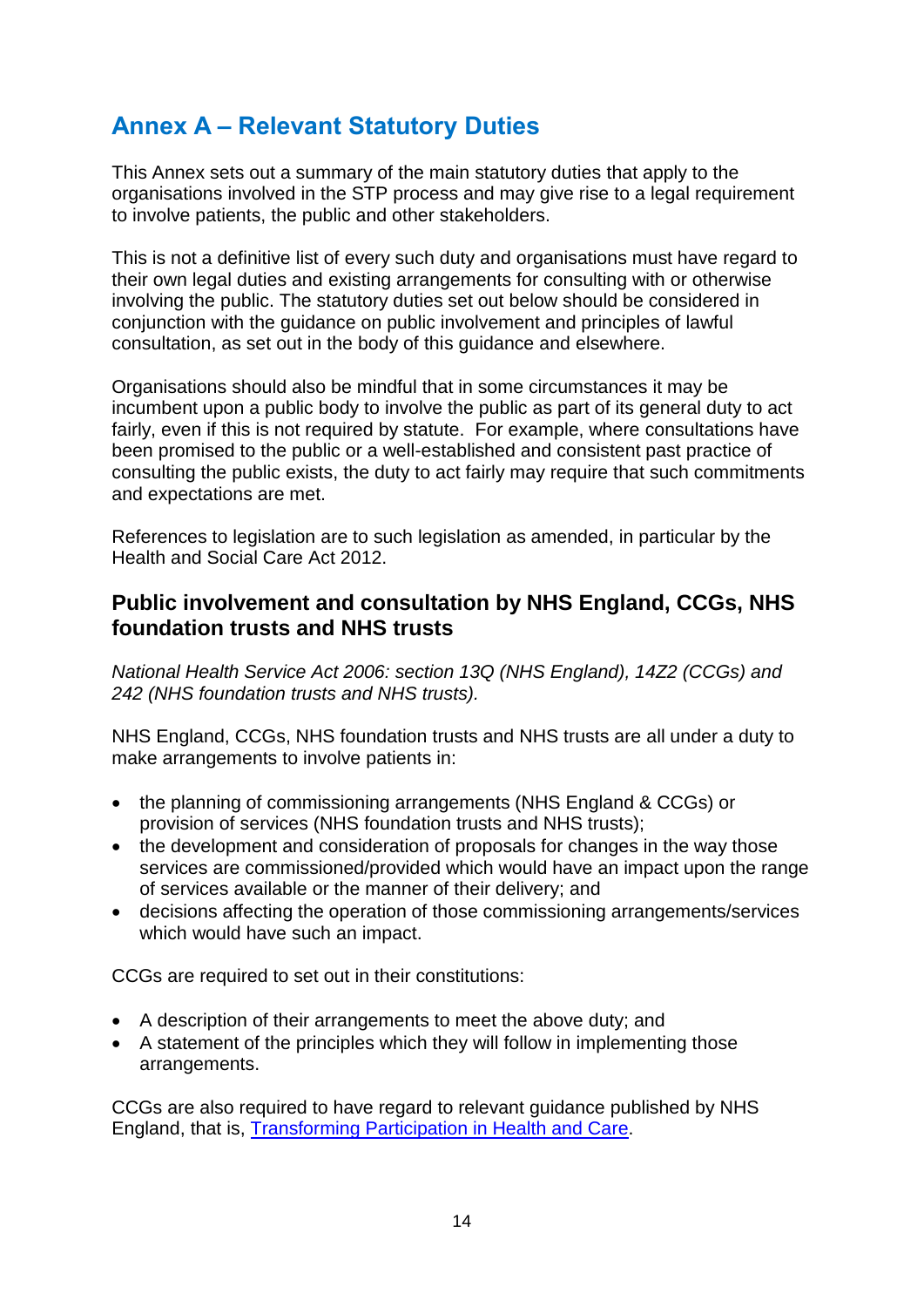## Annex A – Relevant Statutory Duties

This Annex sets out a summary of the main statutory duties that apply to the organisations involved in the STP process and may give rise to a legal requirement to involve patients, the public and other stakeholders.

This is not a definitive list of every such duty and organisations must have regard to their own legal duties and existing arrangements for consulting with or otherwise involving the public. The statutory duties set out below should be considered in conjunction with the guidance on public involvement and principles of lawful consultation, as set out in the body of this guidance and elsewhere.

Organisations should also be mindful that in some circumstances it may be incumbent upon a public body to involve the public as part of its general duty to act fairly, even if this is not required by statute. For example, where consultations have been promised to the public or a well-established and consistent past practice of consulting the public exists, the duty to act fairly may require that such commitments and expectations are met.

References to legislation are to such legislation as amended, in particular by the Health and Social Care Act 2012.

### Public involvement and consultation by NHS England, CCGs, NHS foundation trusts and NHS trusts

*National Health Service Act 2006: section 13Q (NHS England), 14Z2 (CCGs) and 242 (NHS foundation trusts and NHS trusts).*

NHS England, CCGs, NHS foundation trusts and NHS trusts are all under a duty to make arrangements to involve patients in:

- the planning of commissioning arrangements (NHS England & CCGs) or provision of services (NHS foundation trusts and NHS trusts);
- the development and consideration of proposals for changes in the way those services are commissioned/provided which would have an impact upon the range of services available or the manner of their delivery; and
- decisions affecting the operation of those commissioning arrangements/services which would have such an impact.

CCGs are required to set out in their constitutions:

- A description of their arrangements to meet the above duty; and
- A statement of the principles which they will follow in implementing those arrangements.

CCGs are also required to have regard to relevant guidance published by NHS England, that is, [Transforming Participation in Health and Care](Transforming Participation in Health and Care).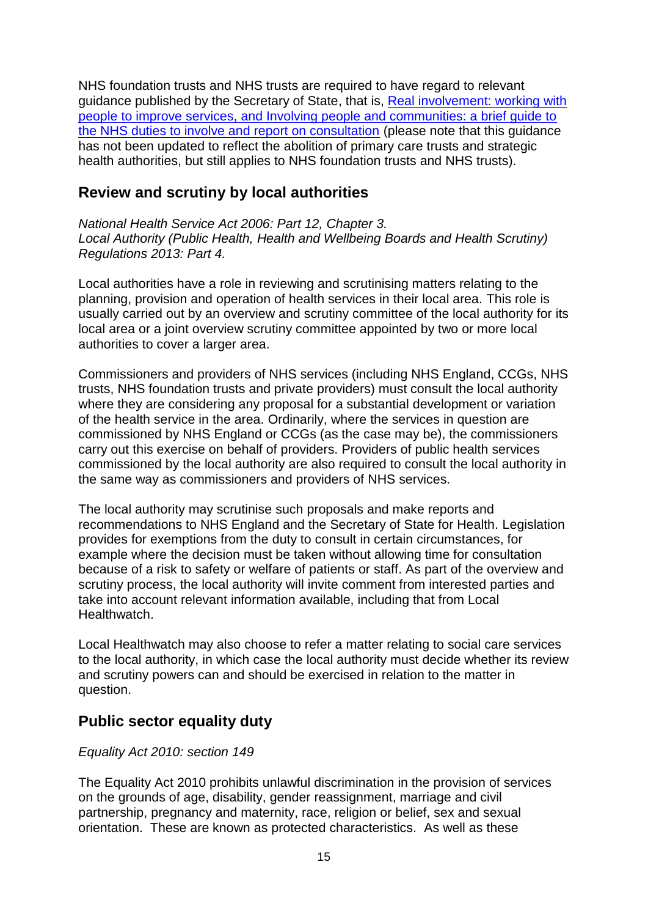NHS foundation trusts and NHS trusts are required to have regard to relevant guidance published by the Secretary of State, that is, [Real involvement: working with people to improve services, and Involving people and communities: a brief guide to the NHS duties to involve and report on consultation]() (please note that this guidance has not been updated to reflect the abolition of primary care trusts and strategic health authorities, but still applies to NHS foundation trusts and NHS trusts).

## Review and scrutiny by local authorities

*National Health Service Act 2006: Part 12, Chapter 3.*
*Local Authority (Public Health, Health and Wellbeing Boards and Health Scrutiny) Regulations 2013: Part 4.*

Local authorities have a role in reviewing and scrutinising matters relating to the planning, provision and operation of health services in their local area. This role is usually carried out by an overview and scrutiny committee of the local authority for its local area or a joint overview scrutiny committee appointed by two or more local authorities to cover a larger area.

Commissioners and providers of NHS services (including NHS England, CCGs, NHS trusts, NHS foundation trusts and private providers) must consult the local authority where they are considering any proposal for a substantial development or variation of the health service in the area. Ordinarily, where the services in question are commissioned by NHS England or CCGs (as the case may be), the commissioners carry out this exercise on behalf of providers. Providers of public health services commissioned by the local authority are also required to consult the local authority in the same way as commissioners and providers of NHS services.

The local authority may scrutinise such proposals and make reports and recommendations to NHS England and the Secretary of State for Health. Legislation provides for exemptions from the duty to consult in certain circumstances, for example where the decision must be taken without allowing time for consultation because of a risk to safety or welfare of patients or staff. As part of the overview and scrutiny process, the local authority will invite comment from interested parties and take into account relevant information available, including that from Local Healthwatch.

Local Healthwatch may also choose to refer a matter relating to social care services to the local authority, in which case the local authority must decide whether its review and scrutiny powers can and should be exercised in relation to the matter in question.

## Public sector equality duty

*Equality Act 2010: section 149*

The Equality Act 2010 prohibits unlawful discrimination in the provision of services on the grounds of age, disability, gender reassignment, marriage and civil partnership, pregnancy and maternity, race, religion or belief, sex and sexual orientation. These are known as protected characteristics. As well as these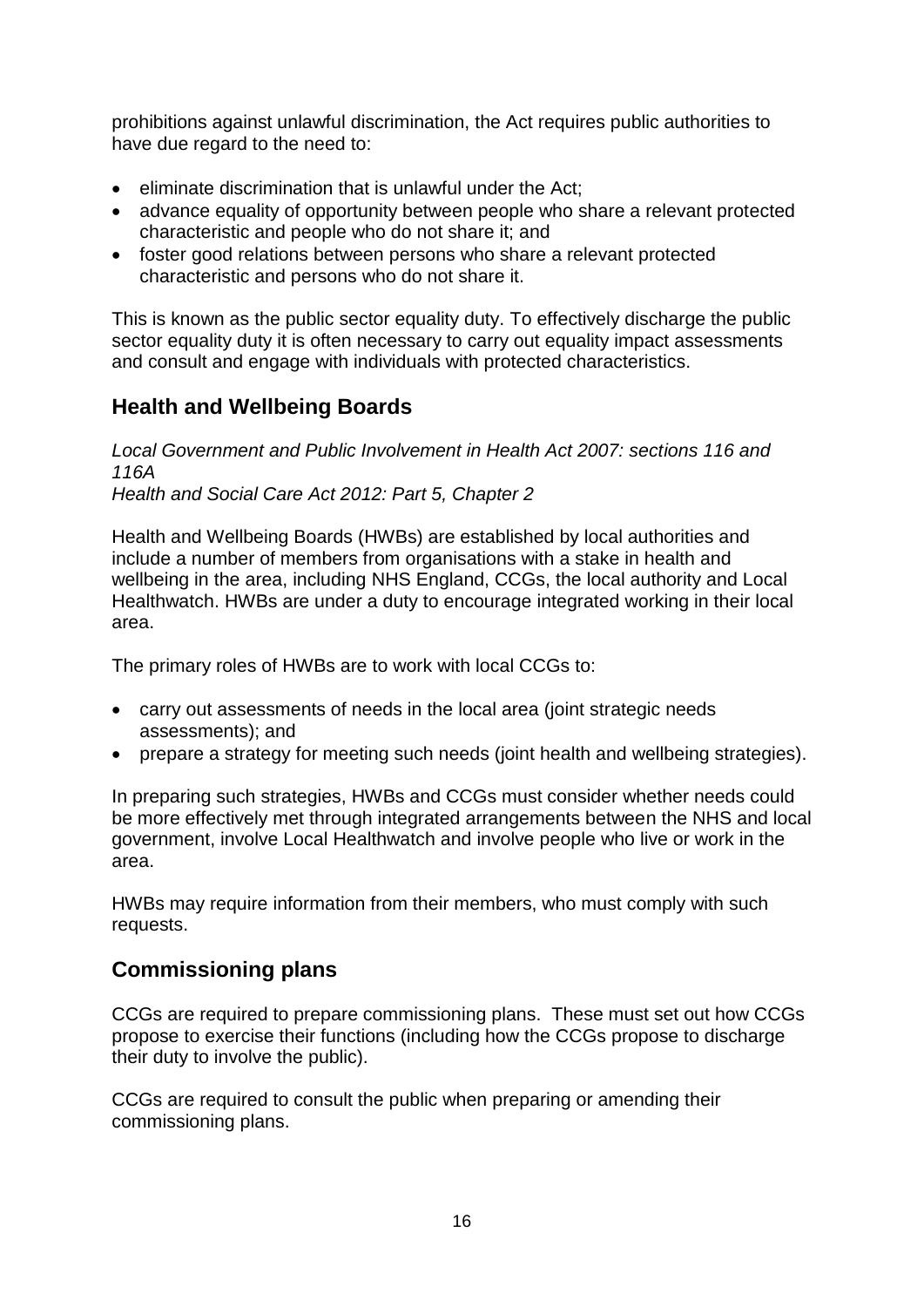prohibitions against unlawful discrimination, the Act requires public authorities to have due regard to the need to:

- eliminate discrimination that is unlawful under the Act;
- advance equality of opportunity between people who share a relevant protected characteristic and people who do not share it; and
- foster good relations between persons who share a relevant protected characteristic and persons who do not share it.

This is known as the public sector equality duty. To effectively discharge the public sector equality duty it is often necessary to carry out equality impact assessments and consult and engage with individuals with protected characteristics.

## Health and Wellbeing Boards

*Local Government and Public Involvement in Health Act 2007: sections 116 and 116A*
*Health and Social Care Act 2012: Part 5, Chapter 2*

Health and Wellbeing Boards (HWBs) are established by local authorities and include a number of members from organisations with a stake in health and wellbeing in the area, including NHS England, CCGs, the local authority and Local Healthwatch. HWBs are under a duty to encourage integrated working in their local area.

The primary roles of HWBs are to work with local CCGs to:

- carry out assessments of needs in the local area (joint strategic needs assessments); and
- prepare a strategy for meeting such needs (joint health and wellbeing strategies).

In preparing such strategies, HWBs and CCGs must consider whether needs could be more effectively met through integrated arrangements between the NHS and local government, involve Local Healthwatch and involve people who live or work in the area.

HWBs may require information from their members, who must comply with such requests.

## Commissioning plans

CCGs are required to prepare commissioning plans. These must set out how CCGs propose to exercise their functions (including how the CCGs propose to discharge their duty to involve the public).

CCGs are required to consult the public when preparing or amending their commissioning plans.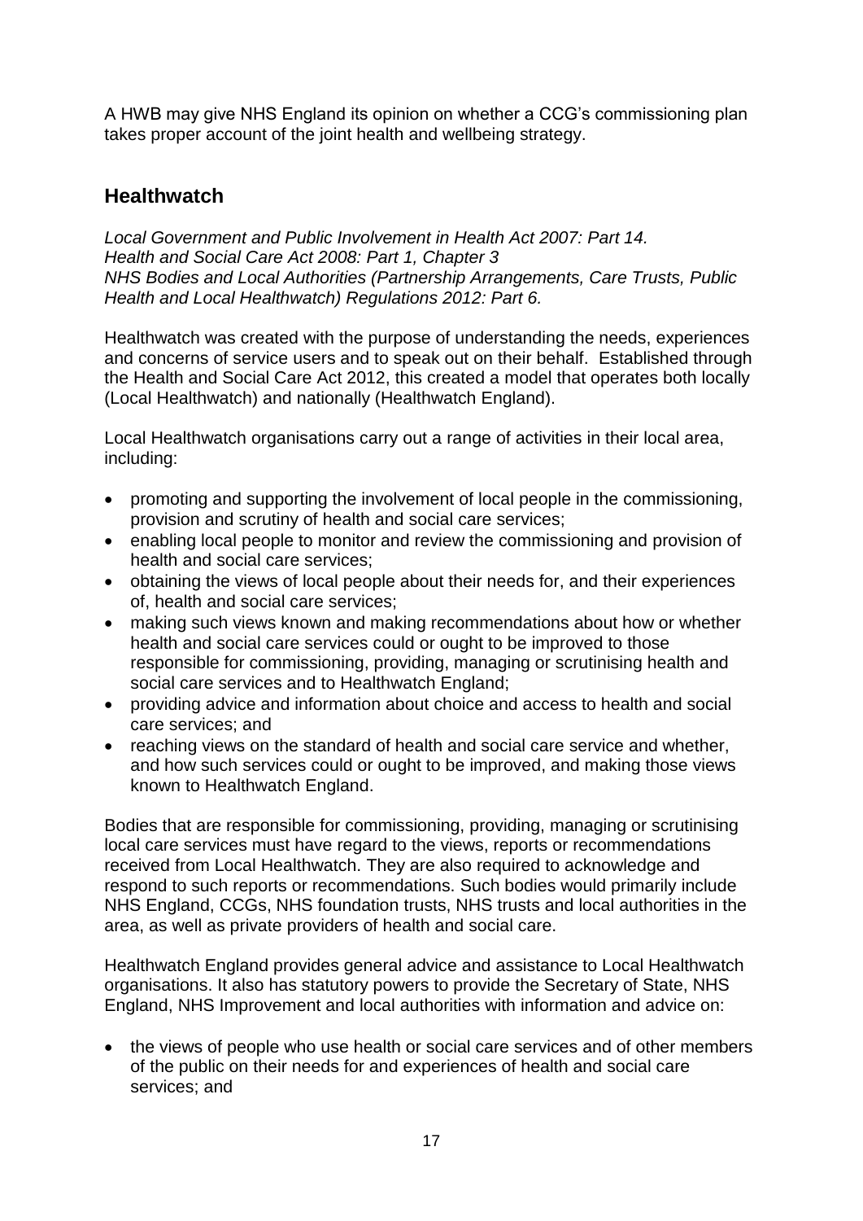A HWB may give NHS England its opinion on whether a CCG's commissioning plan takes proper account of the joint health and wellbeing strategy.

## Healthwatch

*Local Government and Public Involvement in Health Act 2007: Part 14.*
*Health and Social Care Act 2008: Part 1, Chapter 3*
*NHS Bodies and Local Authorities (Partnership Arrangements, Care Trusts, Public Health and Local Healthwatch) Regulations 2012: Part 6.*

Healthwatch was created with the purpose of understanding the needs, experiences and concerns of service users and to speak out on their behalf. Established through the Health and Social Care Act 2012, this created a model that operates both locally (Local Healthwatch) and nationally (Healthwatch England).

Local Healthwatch organisations carry out a range of activities in their local area, including:

- promoting and supporting the involvement of local people in the commissioning, provision and scrutiny of health and social care services;
- enabling local people to monitor and review the commissioning and provision of health and social care services;
- obtaining the views of local people about their needs for, and their experiences of, health and social care services;
- making such views known and making recommendations about how or whether health and social care services could or ought to be improved to those responsible for commissioning, providing, managing or scrutinising health and social care services and to Healthwatch England;
- providing advice and information about choice and access to health and social care services; and
- reaching views on the standard of health and social care service and whether, and how such services could or ought to be improved, and making those views known to Healthwatch England.

Bodies that are responsible for commissioning, providing, managing or scrutinising local care services must have regard to the views, reports or recommendations received from Local Healthwatch. They are also required to acknowledge and respond to such reports or recommendations. Such bodies would primarily include NHS England, CCGs, NHS foundation trusts, NHS trusts and local authorities in the area, as well as private providers of health and social care.

Healthwatch England provides general advice and assistance to Local Healthwatch organisations. It also has statutory powers to provide the Secretary of State, NHS England, NHS Improvement and local authorities with information and advice on:

- the views of people who use health or social care services and of other members of the public on their needs for and experiences of health and social care services; and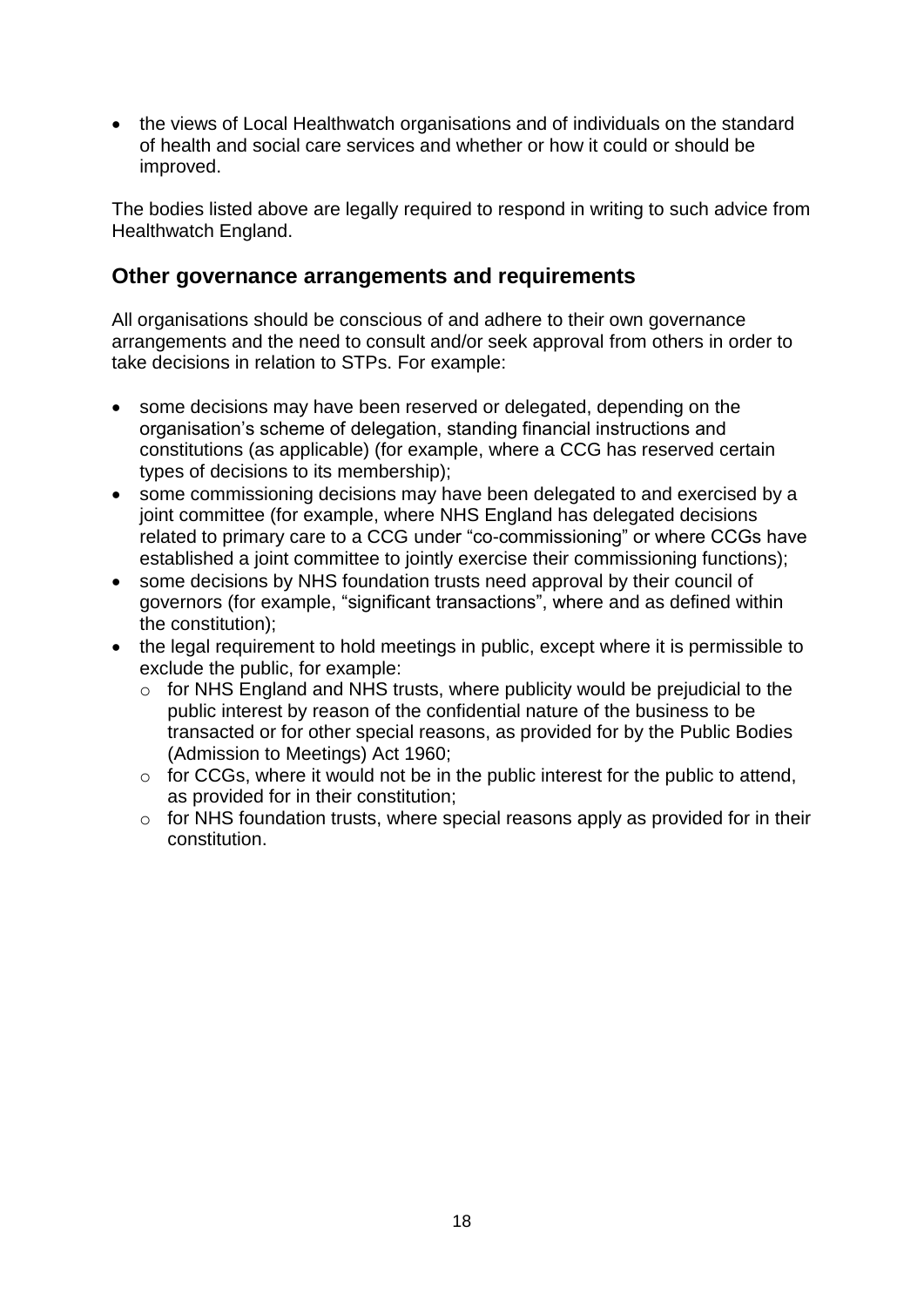- the views of Local Healthwatch organisations and of individuals on the standard of health and social care services and whether or how it could or should be improved.

The bodies listed above are legally required to respond in writing to such advice from Healthwatch England.

## Other governance arrangements and requirements

All organisations should be conscious of and adhere to their own governance arrangements and the need to consult and/or seek approval from others in order to take decisions in relation to STPs. For example:

- some decisions may have been reserved or delegated, depending on the organisation's scheme of delegation, standing financial instructions and constitutions (as applicable) (for example, where a CCG has reserved certain types of decisions to its membership);
- some commissioning decisions may have been delegated to and exercised by a joint committee (for example, where NHS England has delegated decisions related to primary care to a CCG under "co-commissioning" or where CCGs have established a joint committee to jointly exercise their commissioning functions);
- some decisions by NHS foundation trusts need approval by their council of governors (for example, "significant transactions", where and as defined within the constitution);
- the legal requirement to hold meetings in public, except where it is permissible to exclude the public, for example:
  - for NHS England and NHS trusts, where publicity would be prejudicial to the public interest by reason of the confidential nature of the business to be transacted or for other special reasons, as provided for by the Public Bodies (Admission to Meetings) Act 1960;
  - for CCGs, where it would not be in the public interest for the public to attend, as provided for in their constitution;
  - for NHS foundation trusts, where special reasons apply as provided for in their constitution.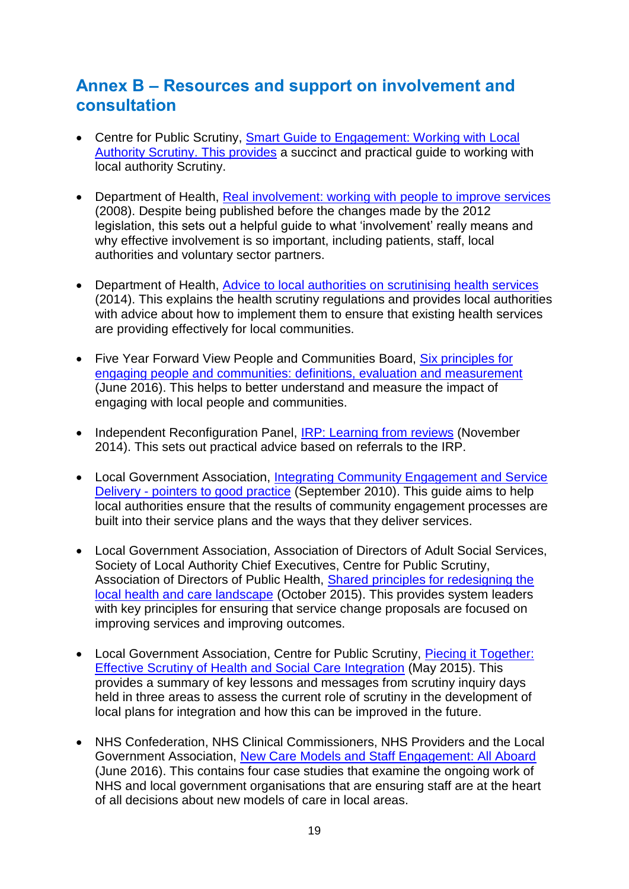## Annex B – Resources and support on involvement and consultation

- Centre for Public Scrutiny, Smart Guide to Engagement: Working with Local Authority Scrutiny. This provides a succinct and practical guide to working with local authority Scrutiny.

- Department of Health, Real involvement: working with people to improve services (2008). Despite being published before the changes made by the 2012 legislation, this sets out a helpful guide to what 'involvement' really means and why effective involvement is so important, including patients, staff, local authorities and voluntary sector partners.

- Department of Health, Advice to local authorities on scrutinising health services (2014). This explains the health scrutiny regulations and provides local authorities with advice about how to implement them to ensure that existing health services are providing effectively for local communities.

- Five Year Forward View People and Communities Board, Six principles for engaging people and communities: definitions, evaluation and measurement (June 2016). This helps to better understand and measure the impact of engaging with local people and communities.

- Independent Reconfiguration Panel, IRP: Learning from reviews (November 2014). This sets out practical advice based on referrals to the IRP.

- Local Government Association, Integrating Community Engagement and Service Delivery - pointers to good practice (September 2010). This guide aims to help local authorities ensure that the results of community engagement processes are built into their service plans and the ways that they deliver services.

- Local Government Association, Association of Directors of Adult Social Services, Society of Local Authority Chief Executives, Centre for Public Scrutiny, Association of Directors of Public Health, Shared principles for redesigning the local health and care landscape (October 2015). This provides system leaders with key principles for ensuring that service change proposals are focused on improving services and improving outcomes.

- Local Government Association, Centre for Public Scrutiny, Piecing it Together: Effective Scrutiny of Health and Social Care Integration (May 2015). This provides a summary of key lessons and messages from scrutiny inquiry days held in three areas to assess the current role of scrutiny in the development of local plans for integration and how this can be improved in the future.

- NHS Confederation, NHS Clinical Commissioners, NHS Providers and the Local Government Association, New Care Models and Staff Engagement: All Aboard (June 2016). This contains four case studies that examine the ongoing work of NHS and local government organisations that are ensuring staff are at the heart of all decisions about new models of care in local areas.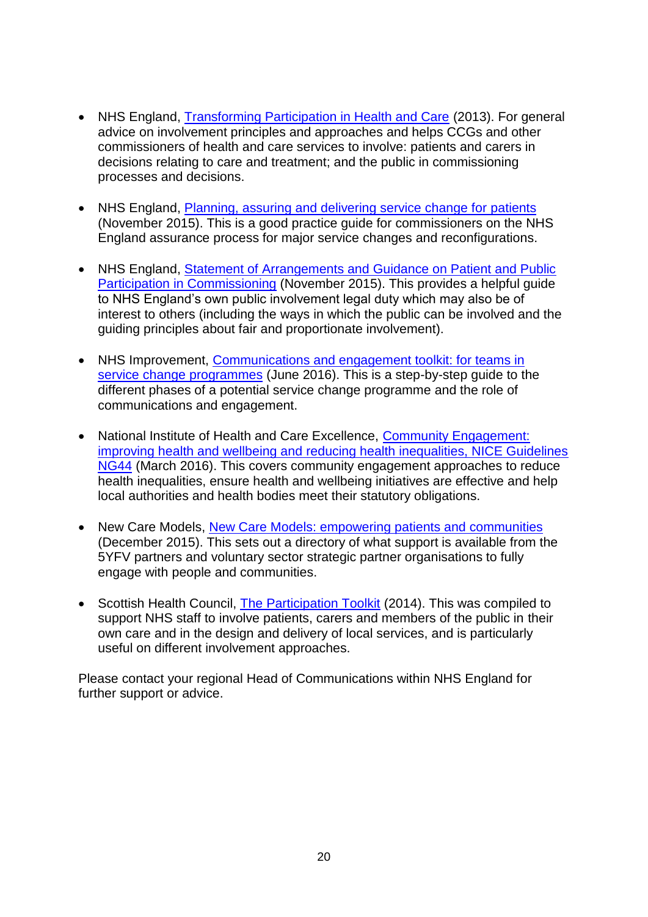- NHS England, Transforming Participation in Health and Care (2013). For general advice on involvement principles and approaches and helps CCGs and other commissioners of health and care services to involve: patients and carers in decisions relating to care and treatment; and the public in commissioning processes and decisions.

- NHS England, Planning, assuring and delivering service change for patients (November 2015). This is a good practice guide for commissioners on the NHS England assurance process for major service changes and reconfigurations.

- NHS England, Statement of Arrangements and Guidance on Patient and Public Participation in Commissioning (November 2015). This provides a helpful guide to NHS England's own public involvement legal duty which may also be of interest to others (including the ways in which the public can be involved and the guiding principles about fair and proportionate involvement).

- NHS Improvement, Communications and engagement toolkit: for teams in service change programmes (June 2016). This is a step-by-step guide to the different phases of a potential service change programme and the role of communications and engagement.

- National Institute of Health and Care Excellence, Community Engagement: improving health and wellbeing and reducing health inequalities, NICE Guidelines NG44 (March 2016). This covers community engagement approaches to reduce health inequalities, ensure health and wellbeing initiatives are effective and help local authorities and health bodies meet their statutory obligations.

- New Care Models, New Care Models: empowering patients and communities (December 2015). This sets out a directory of what support is available from the 5YFV partners and voluntary sector strategic partner organisations to fully engage with people and communities.

- Scottish Health Council, The Participation Toolkit (2014). This was compiled to support NHS staff to involve patients, carers and members of the public in their own care and in the design and delivery of local services, and is particularly useful on different involvement approaches.

Please contact your regional Head of Communications within NHS England for further support or advice.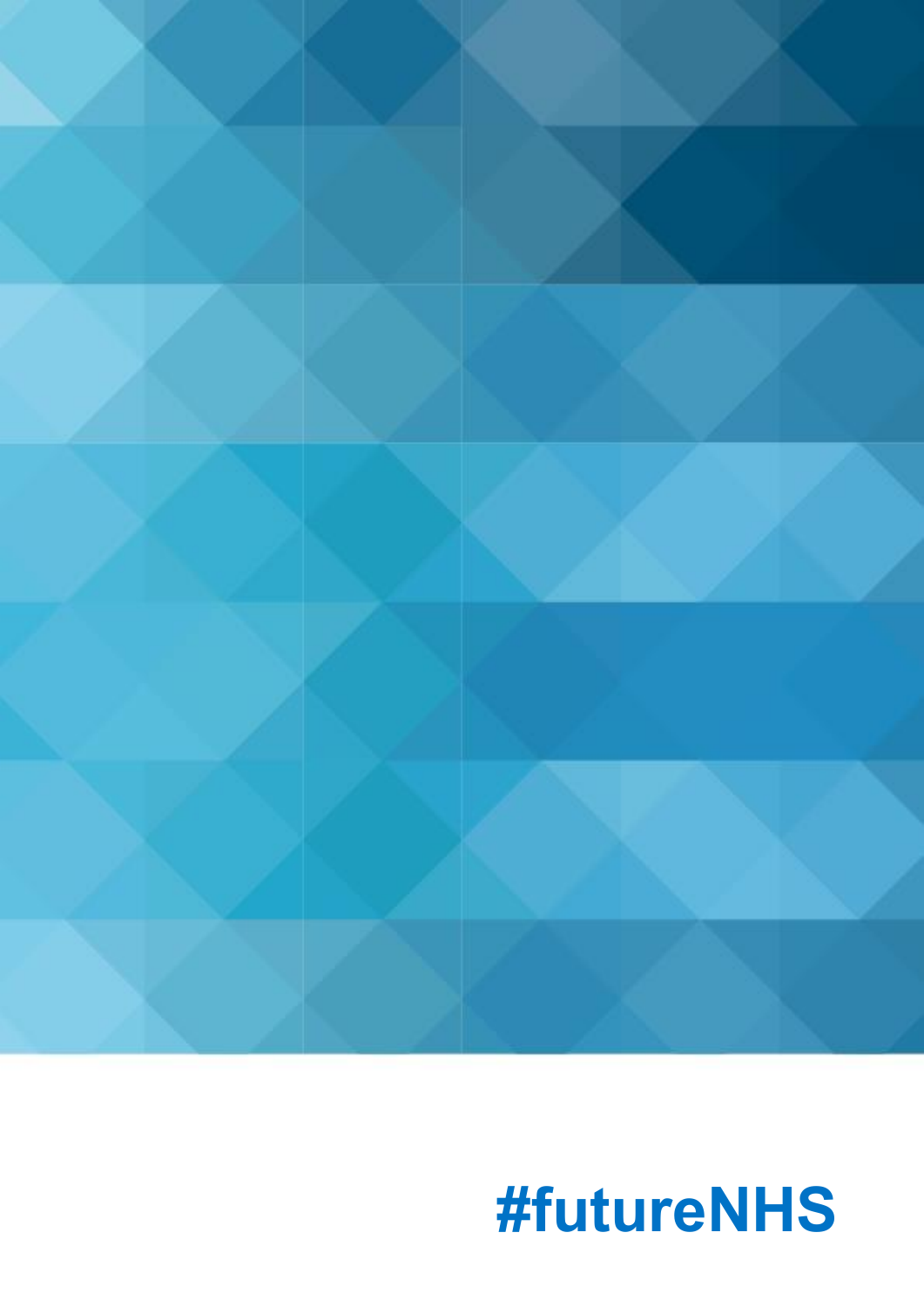#futureNHS